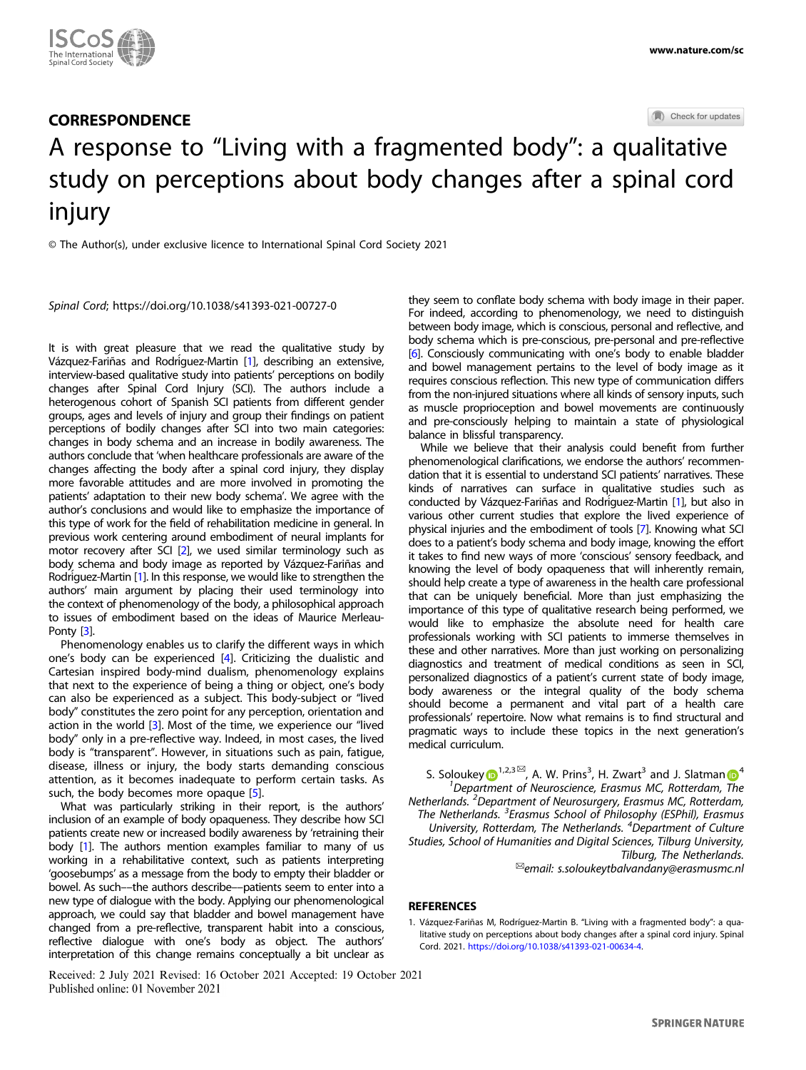## CORRESPONDENCE

# A response to "Living with a fragmented body": a qualitative study on perceptions about body changes after a spinal cord injury

© The Author(s), under exclusive licence to International Spinal Cord Society 2021

*Spinal Cord*; https://doi.org/10.1038/s41393-021-00727-0

It is with great pleasure that we read the qualitative study by Vázquez-Fariñas and Rodríguez-Martin [1], describing an extensive, interview-based qualitative study into patients' perceptions on bodily changes after Spinal Cord Injury (SCI). The authors include a heterogeneous cohort of Spanish SCI patients from different gender groups, ages and levels of injury and group their findings on patient perceptions of bodily changes after SCI into two main categories: changes in body schema and an increase in bodily awareness. The authors conclude that 'when healthcare professionals are aware of the changes affecting the body after a spinal cord injury, they display more favorable attitudes and are more involved in promoting the patients' adaptation to their new body schema'. We agree with the author's conclusions and would like to emphasize the importance of this type of work for the field of rehabilitation medicine in general. In previous work centering around embodiment of neural implants for motor recovery after SCI [2], we used similar terminology such as body schema and body image as reported by Vázquez-Fariñas and Rodríguez-Martin [1]. In this response, we would like to strengthen the authors' main argument by placing their used terminology into the context of phenomenology of the body, a philosophical approach to issues of embodiment based on the ideas of Maurice Merleau-Ponty [3].

Phenomenology enables us to clarify the different ways in which one's body can be experienced [4]. Criticizing the dualistic and Cartesian inspired body-mind dualism, phenomenology explains that next to the experience of being a thing or object, one's body can also be experienced as a subject. This body-subject or "lived body" constitutes the zero point for any perception, orientation and action in the world [3]. Most of the time, we experience our "lived body" only in a pre-reflective way. Indeed, in most cases, the lived body is "transparent". However, in situations such as pain, fatigue, disease, illness or injury, the body starts demanding conscious attention, as it becomes inadequate to perform certain tasks. As such, the body becomes more opaque [5].

What was particularly striking in their report, is the authors' inclusion of an example of body opaqueness. They describe how SCI patients create new or increased bodily awareness by 'retraining their body [1]. The authors mention examples familiar to many of us working in a rehabilitative context, such as patients interpreting 'goosebumps' as a message from the body to empty their bladder or bowel. As such––the authors describe––patients seem to enter into a new type of dialogue with the body. Applying our phenomenological approach, we could say that bladder and bowel management have changed from a pre-reflective, transparent habit into a conscious, reflective dialogue with one's body as object. The authors' interpretation of this change remains conceptually a bit unclear as they seem to conflate body schema with body image in their paper. For indeed, according to phenomenology, we need to distinguish between body image, which is conscious, personal and reflective, and body schema which is pre-conscious, pre-personal and pre-reflective [6]. Consciously communicating with one's body to enable bladder and bowel management pertains to the level of body image as it requires conscious reflection. This new type of communication differs from the non-injured situations where all kinds of sensory inputs, such as muscle proprioception and bowel movements are continuously and pre-consciously helping to maintain a state of physiological balance in blissful transparency.

While we believe that their analysis could benefit from further phenomenological clarifications, we endorse the authors' recommendation that it is essential to understand SCI patients' narratives. These kinds of narratives can surface in qualitative studies such as conducted by Vázquez-Fariñas and Rodríguez-Martin [1], but also in various other current studies that explore the lived experience of physical injuries and the embodiment of tools [7]. Knowing what SCI does to a patient's body schema and body image, knowing the effort it takes to find new ways of more 'conscious' sensory feedback, and knowing the level of body opaqueness that will inherently remain, should help create a type of awareness in the health care professional that can be uniquely beneficial. More than just emphasizing the importance of this type of qualitative research being performed, we would like to emphasize the absolute need for health care professionals working with SCI patients to immerse themselves in these and other narratives. More than just working on personalizing diagnostics and treatment of medical conditions as seen in SCI, personalized diagnostics of a patient's current state of body image, body awareness or the integral quality of the body schema should become a permanent and vital part of a health care professionals' repertoire. Now what remains is to find structural and pragmatic ways to include these topics in the next generation's medical curriculum.

S. Soloukey [1,2,3]✉, A. W. Prins[3], H. Zwart[3] and J. Slatman[4]
[1]Department of Neuroscience, Erasmus MC, Rotterdam, The Netherlands. [2]Department of Neurosurgery, Erasmus MC, Rotterdam, The Netherlands. [3]Erasmus School of Philosophy (ESPhil), Erasmus University, Rotterdam, The Netherlands. [4]Department of Culture Studies, School of Humanities and Digital Sciences, Tilburg University, Tilburg, The Netherlands.
✉email: s.soloukeytbalvandany@erasmusmc.nl

## REFERENCES

1. Vázquez-Fariñas M, Rodríguez-Martin B. "Living with a fragmented body": a qualitative study on perceptions about body changes after a spinal cord injury. Spinal Cord. 2021. https://doi.org/10.1038/s41393-021-00634-4.

Received: 2 July 2021 Revised: 16 October 2021 Accepted: 19 October 2021
Published online: 01 November 2021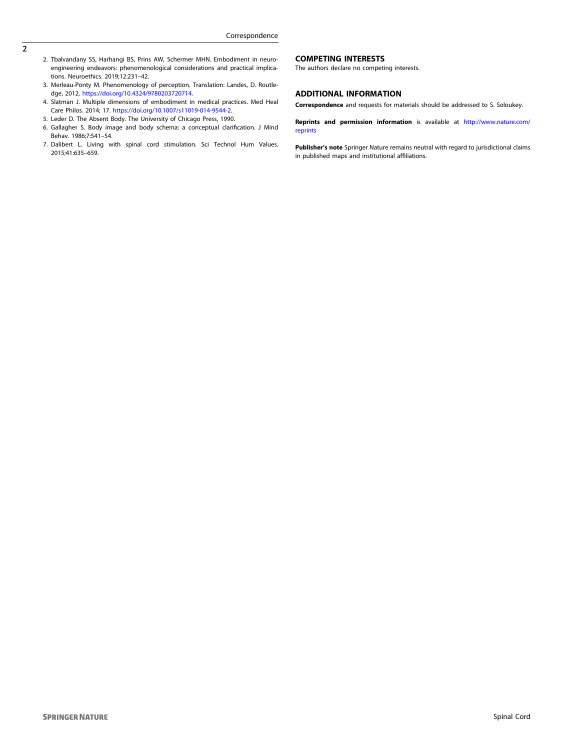2. Tbalvandany SS, Harhangi BS, Prins AW, Schermer MHN. Embodiment in neuro-engineering endeavors: phenomenological considerations and practical implications. Neuroethics. 2019;12:231–42.
3. Merleau-Ponty M. Phenomenology of perception. Translation: Landes, D. Routledge, 2012. https://doi.org/10.4324/9780203720714.
4. Slatman J. Multiple dimensions of embodiment in medical practices. Med Heal Care Philos. 2014; 17. https://doi.org/10.1007/s11019-014-9544-2.
5. Leder D. The Absent Body. The University of Chicago Press, 1990.
6. Gallagher S. Body image and body schema: a conceptual clarification. J Mind Behav. 1986;7:541–54.
7. Dalibert L. Living with spinal cord stimulation. Sci Technol Hum Values. 2015;41:635–659.

## COMPETING INTERESTS

The authors declare no competing interests.

## ADDITIONAL INFORMATION

**Correspondence** and requests for materials should be addressed to S. Soloukey.

**Reprints and permission information** is available at http://www.nature.com/reprints

**Publisher's note** Springer Nature remains neutral with regard to jurisdictional claims in published maps and institutional affiliations.